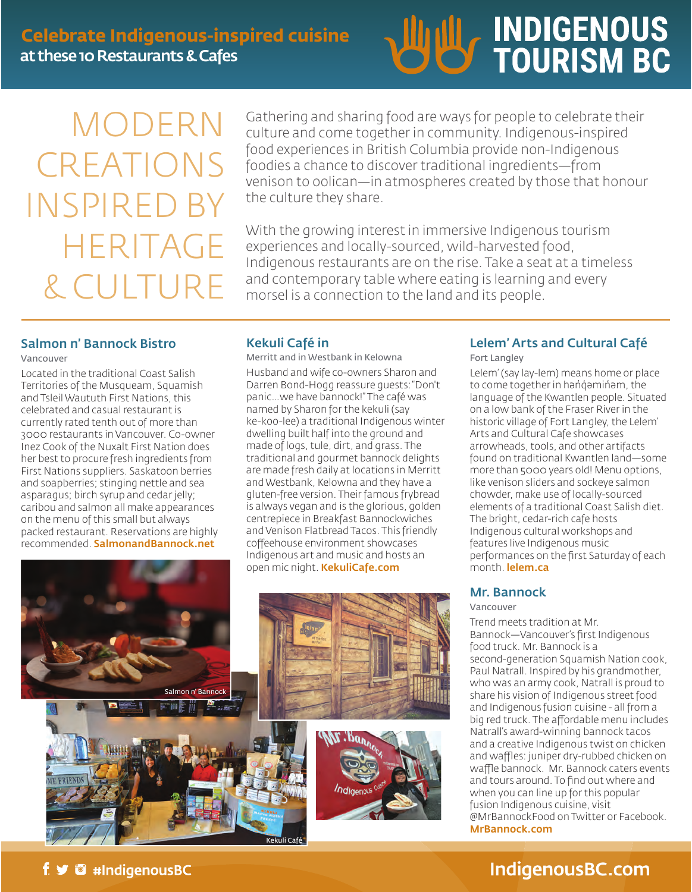**Celebrate Indigenous-inspired cuisine**
at these 10 Restaurants & Cafes

INDIGENOUS TOURISM BC

# MODERN CREATIONS INSPIRED BY HERITAGE & CULTURE

Gathering and sharing food are ways for people to celebrate their culture and come together in community. Indigenous-inspired food experiences in British Columbia provide non-Indigenous foodies a chance to discover traditional ingredients—from venison to oolican—in atmospheres created by those that honour the culture they share.

With the growing interest in immersive Indigenous tourism experiences and locally-sourced, wild-harvested food, Indigenous restaurants are on the rise. Take a seat at a timeless and contemporary table where eating is learning and every morsel is a connection to the land and its people.

## Salmon n' Bannock Bistro

Vancouver

Located in the traditional Coast Salish Territories of the Musqueam, Squamish and Tsleil Waututh First Nations, this celebrated and casual restaurant is currently rated tenth out of more than 3000 restaurants in Vancouver. Co-owner Inez Cook of the Nuxalt First Nation does her best to procure fresh ingredients from First Nations suppliers. Saskatoon berries and soapberries; stinging nettle and sea asparagus; birch syrup and cedar jelly; caribou and salmon all make appearances on the menu of this small but always packed restaurant. Reservations are highly recommended. **SalmonandBannock.net**

Salmon n' Bannock

## Kekuli Café in

Merritt and in Westbank in Kelowna

Husband and wife co-owners Sharon and Darren Bond-Hogg reassure guests: "Don't panic...we have bannock!" The café was named by Sharon for the kekuli (say ke-koo-lee) a traditional Indigenous winter dwelling built half into the ground and made of logs, tule, dirt, and grass. The traditional and gourmet bannock delights are made fresh daily at locations in Merritt and Westbank, Kelowna and they have a gluten-free version. Their famous frybread is always vegan and is the glorious, golden centrepiece in Breakfast Bannockwiches and Venison Flatbread Tacos. This friendly coffeehouse environment showcases Indigenous art and music and hosts an open mic night. **KekuliCafe.com**

Kekuli Café

## Lelem' Arts and Cultural Café

Fort Langley

Lelem' (say lay-lem) means home or place to come together in hən̓q̓əmin̓əm, the language of the Kwantlen people. Situated on a low bank of the Fraser River in the historic village of Fort Langley, the Lelem' Arts and Cultural Cafe showcases arrowheads, tools, and other artifacts found on traditional Kwantlen land—some more than 5000 years old! Menu options, like venison sliders and sockeye salmon chowder, make use of locally-sourced elements of a traditional Coast Salish diet. The bright, cedar-rich cafe hosts Indigenous cultural workshops and features live Indigenous music performances on the first Saturday of each month. **lelem.ca**

## Mr. Bannock

Vancouver

Trend meets tradition at Mr. Bannock—Vancouver's first Indigenous food truck. Mr. Bannock is a second-generation Squamish Nation cook, Paul Natrall. Inspired by his grandmother, who was an army cook, Natrall is proud to share his vision of Indigenous street food and Indigenous fusion cuisine - all from a big red truck. The affordable menu includes Natrall's award-winning bannock tacos and a creative Indigenous twist on chicken and waffles: juniper dry-rubbed chicken on waffle bannock. Mr. Bannock caters events and tours around. To find out where and when you can line up for this popular fusion Indigenous cuisine, visit @MrBannockFood on Twitter or Facebook. **MrBannock.com**

#IndigenousBC

IndigenousBC.com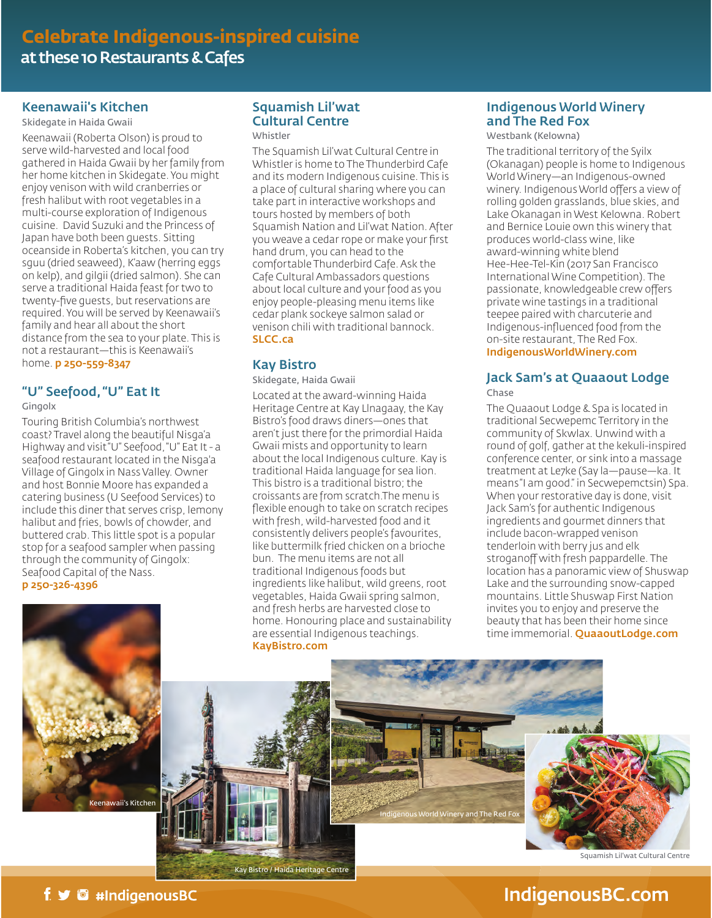# Celebrate Indigenous-inspired cuisine
## at these 10 Restaurants & Cafes

### Keenawaii's Kitchen

Skidegate in Haida Gwaii

Keenawaii (Roberta Olson) is proud to serve wild-harvested and local food gathered in Haida Gwaii by her family from her home kitchen in Skidegate. You might enjoy venison with wild cranberries or fresh halibut with root vegetables in a multi-course exploration of Indigenous cuisine. David Suzuki and the Princess of Japan have both been guests. Sitting oceanside in Roberta's kitchen, you can try sguu (dried seaweed), K'aaw (herring eggs on kelp), and gilgii (dried salmon). She can serve a traditional Haida feast for two to twenty-five guests, but reservations are required. You will be served by Keenawaii's family and hear all about the short distance from the sea to your plate. This is not a restaurant—this is Keenawaii's home. **p 250-559-8347**

### "U" Seefood, "U" Eat It

Gingolx

Touring British Columbia's northwest coast? Travel along the beautiful Nisga'a Highway and visit "U" Seefood, "U" Eat It - a seafood restaurant located in the Nisga'a Village of Gingolx in Nass Valley. Owner and host Bonnie Moore has expanded a catering business (U Seefood Services) to include this diner that serves crisp, lemony halibut and fries, bowls of chowder, and buttered crab. This little spot is a popular stop for a seafood sampler when passing through the community of Gingolx: Seafood Capital of the Nass. **p 250-326-4396**

### Squamish Lil'wat Cultural Centre

Whistler

The Squamish Lil'wat Cultural Centre in Whistler is home to The Thunderbird Cafe and its modern Indigenous cuisine. This is a place of cultural sharing where you can take part in interactive workshops and tours hosted by members of both Squamish Nation and Lil'wat Nation. After you weave a cedar rope or make your first hand drum, you can head to the comfortable Thunderbird Cafe. Ask the Cafe Cultural Ambassadors questions about local culture and your food as you enjoy people-pleasing menu items like cedar plank sockeye salmon salad or venison chili with traditional bannock. **SLCC.ca**

### Kay Bistro

Skidegate, Haida Gwaii

Located at the award-winning Haida Heritage Centre at Kay Llnagaay, the Kay Bistro's food draws diners—ones that aren't just there for the primordial Haida Gwaii mists and opportunity to learn about the local Indigenous culture. Kay is traditional Haida language for sea lion. This bistro is a traditional bistro; the croissants are from scratch.The menu is flexible enough to take on scratch recipes with fresh, wild-harvested food and it consistently delivers people's favourites, like buttermilk fried chicken on a brioche bun. The menu items are not all traditional Indigenous foods but ingredients like halibut, wild greens, root vegetables, Haida Gwaii spring salmon, and fresh herbs are harvested close to home. Honouring place and sustainability are essential Indigenous teachings. **KayBistro.com**

### Indigenous World Winery and The Red Fox

Westbank (Kelowna)

The traditional territory of the Syilx (Okanagan) people is home to Indigenous World Winery—an Indigenous-owned winery. Indigenous World offers a view of rolling golden grasslands, blue skies, and Lake Okanagan in West Kelowna. Robert and Bernice Louie own this winery that produces world-class wine, like award-winning white blend Hee-Hee-Tel-Kin (2017 San Francisco International Wine Competition). The passionate, knowledgeable crew offers private wine tastings in a traditional teepee paired with charcuterie and Indigenous-influenced food from the on-site restaurant, The Red Fox. **IndigenousWorldWinery.com**

### Jack Sam's at Quaaout Lodge

Chase

The Quaaout Lodge & Spa is located in traditional Secwepemc Territory in the community of Skwlax. Unwind with a round of golf, gather at the kekuli-inspired conference center, or sink into a massage treatment at Le7ke (Say la—pause—ka. It means "I am good." in Secwepemctsin) Spa. When your restorative day is done, visit Jack Sam's for authentic Indigenous ingredients and gourmet dinners that include bacon-wrapped venison tenderloin with berry jus and elk stroganoff with fresh pappardelle. The location has a panoramic view of Shuswap Lake and the surrounding snow-capped mountains. Little Shuswap First Nation invites you to enjoy and preserve the beauty that has been their home since time immemorial. **QuaaoutLodge.com**

Keenawaii's Kitchen

Kay Bistro / Haida Heritage Centre

Indigenous World Winery and The Red Fox

Squamish Lil'wat Cultural Centre

#IndigenousBC

IndigenousBC.com